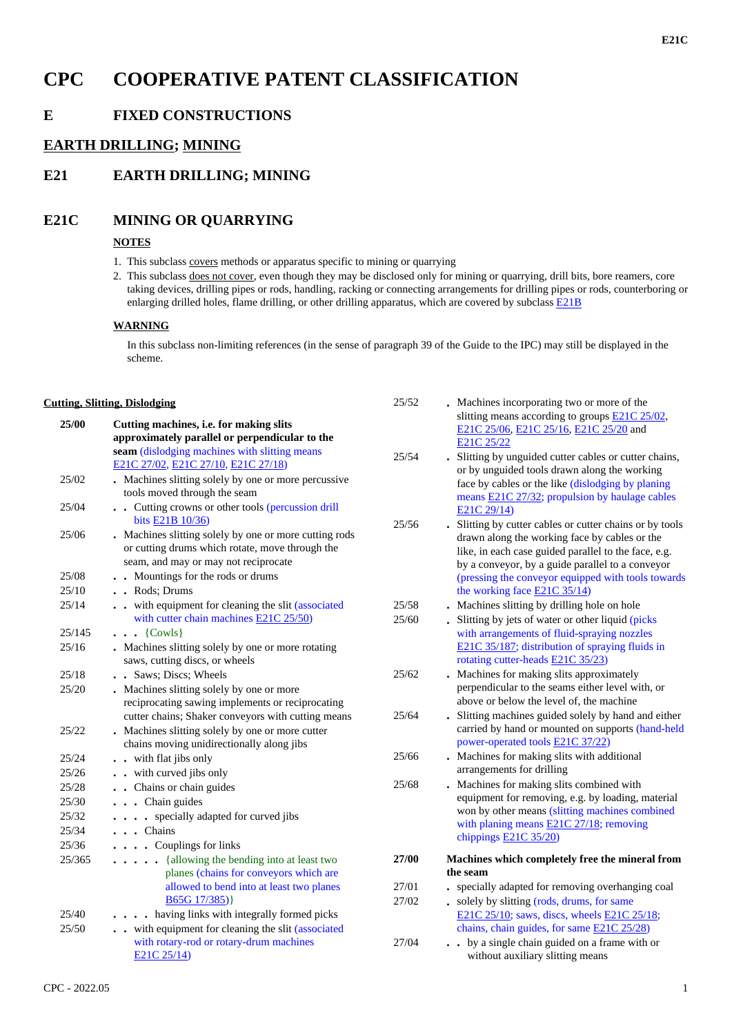# CPC COOPERATIVE PATENT CLASSIFICATION

## E FIXED CONSTRUCTIONS

## EARTH DRILLING; MINING

## E21 EARTH DRILLING; MINING

## E21C MINING OR QUARRYING

**NOTES**

1. This subclass covers methods or apparatus specific to mining or quarrying
2. This subclass does not cover, even though they may be disclosed only for mining or quarrying, drill bits, bore reamers, core taking devices, drilling pipes or rods, handling, racking or connecting arrangements for drilling pipes or rods, counterboring or enlarging drilled holes, flame drilling, or other drilling apparatus, which are covered by subclass E21B

**WARNING**

In this subclass non-limiting references (in the sense of paragraph 39 of the Guide to the IPC) may still be displayed in the scheme.

**Cutting, Slitting, Dislodging**

| Code | Title |
|---|---|
| **25/00** | **Cutting machines, i.e. for making slits approximately parallel or perpendicular to the seam** (dislodging machines with slitting means E21C 27/02, E21C 27/10, E21C 27/18) |
| 25/02 | . Machines slitting solely by one or more percussive tools moved through the seam |
| 25/04 | . . Cutting crowns or other tools (percussion drill bits E21B 10/36) |
| 25/06 | . Machines slitting solely by one or more cutting rods or cutting drums which rotate, move through the seam, and may or may not reciprocate |
| 25/08 | . . Mountings for the rods or drums |
| 25/10 | . . Rods; Drums |
| 25/14 | . . with equipment for cleaning the slit (associated with cutter chain machines E21C 25/50) |
| 25/145 | . . . {Cowls} |
| 25/16 | . Machines slitting solely by one or more rotating saws, cutting discs, or wheels |
| 25/18 | . . Saws; Discs; Wheels |
| 25/20 | . Machines slitting solely by one or more reciprocating sawing implements or reciprocating cutter chains; Shaker conveyors with cutting means |
| 25/22 | . Machines slitting solely by one or more cutter chains moving unidirectionally along jibs |
| 25/24 | . . with flat jibs only |
| 25/26 | . . with curved jibs only |
| 25/28 | . . Chains or chain guides |
| 25/30 | . . . Chain guides |
| 25/32 | . . . . specially adapted for curved jibs |
| 25/34 | . . . Chains |
| 25/36 | . . . . Couplings for links |
| 25/365 | . . . . . {allowing the bending into at least two planes (chains for conveyors which are allowed to bend into at least two planes B65G 17/385)} |
| 25/40 | . . . . having links with integrally formed picks |
| 25/50 | . . with equipment for cleaning the slit (associated with rotary-rod or rotary-drum machines E21C 25/14) |
| 25/52 | . Machines incorporating two or more of the slitting means according to groups E21C 25/02, E21C 25/06, E21C 25/16, E21C 25/20 and E21C 25/22 |
| 25/54 | . Slitting by unguided cutter cables or cutter chains, or by unguided tools drawn along the working face by cables or the like (dislodging by planing means E21C 27/32; propulsion by haulage cables E21C 29/14) |
| 25/56 | . Slitting by cutter cables or cutter chains or by tools drawn along the working face by cables or the like, in each case guided parallel to the face, e.g. by a conveyor, by a guide parallel to a conveyor (pressing the conveyor equipped with tools towards the working face E21C 35/14) |
| 25/58 | . Machines slitting by drilling hole on hole |
| 25/60 | . Slitting by jets of water or other liquid (picks with arrangements of fluid-spraying nozzles E21C 35/187; distribution of spraying fluids in rotating cutter-heads E21C 35/23) |
| 25/62 | . Machines for making slits approximately perpendicular to the seams either level with, or above or below the level of, the machine |
| 25/64 | . Slitting machines guided solely by hand and either carried by hand or mounted on supports (hand-held power-operated tools E21C 37/22) |
| 25/66 | . Machines for making slits with additional arrangements for drilling |
| 25/68 | . Machines for making slits combined with equipment for removing, e.g. by loading, material won by other means (slitting machines combined with planing means E21C 27/18; removing chippings E21C 35/20) |
| **27/00** | **Machines which completely free the mineral from the seam** |
| 27/01 | . specially adapted for removing overhanging coal |
| 27/02 | . solely by slitting (rods, drums, for same E21C 25/10; saws, discs, wheels E21C 25/18; chains, chain guides, for same E21C 25/28) |
| 27/04 | . . by a single chain guided on a frame with or without auxiliary slitting means |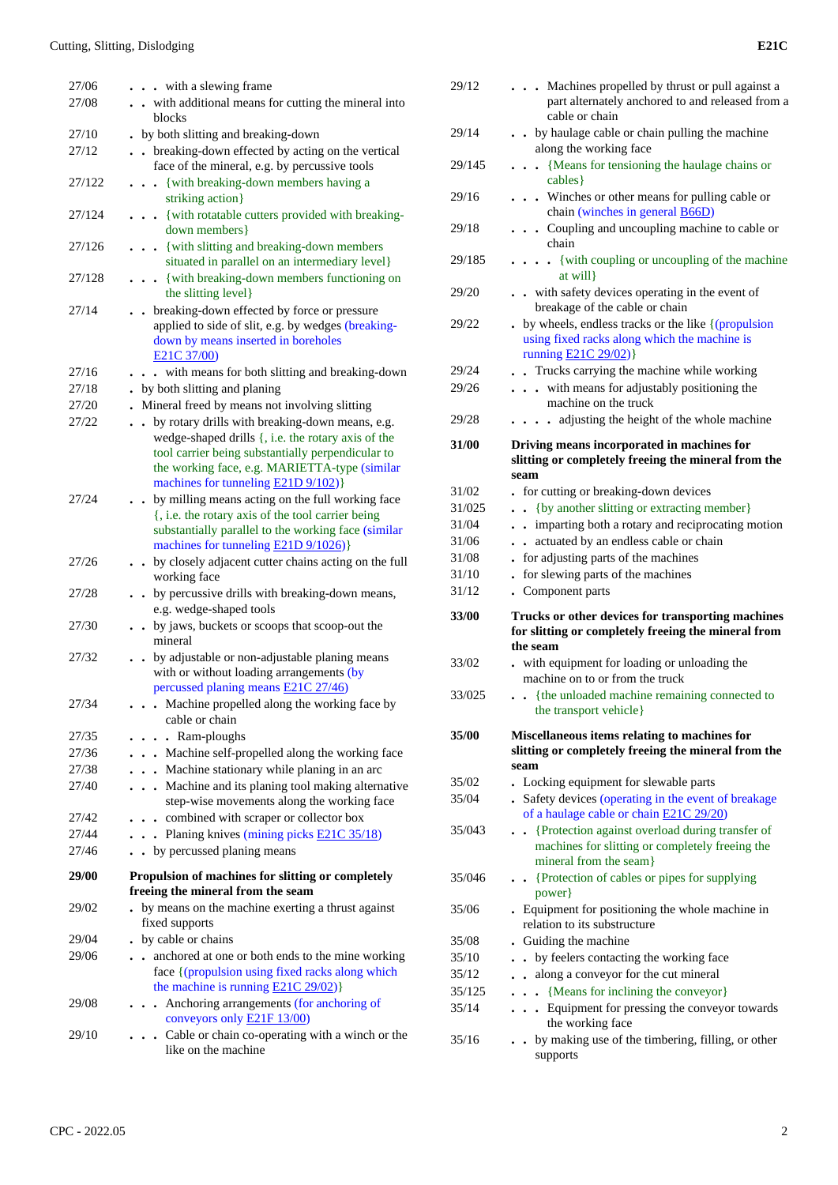| | |
|---|---|
| 27/06 | . . . with a slewing frame |
| 27/08 | . . with additional means for cutting the mineral into blocks |
| 27/10 | . by both slitting and breaking-down |
| 27/12 | . . breaking-down effected by acting on the vertical face of the mineral, e.g. by percussive tools |
| 27/122 | . . . {with breaking-down members having a striking action} |
| 27/124 | . . . {with rotatable cutters provided with breaking-down members} |
| 27/126 | . . . {with slitting and breaking-down members situated in parallel on an intermediary level} |
| 27/128 | . . . {with breaking-down members functioning on the slitting level} |
| 27/14 | . . breaking-down effected by force or pressure applied to side of slit, e.g. by wedges (breaking-down by means inserted in boreholes E21C 37/00) |
| 27/16 | . . . with means for both slitting and breaking-down |
| 27/18 | . by both slitting and planing |
| 27/20 | . Mineral freed by means not involving slitting |
| 27/22 | . . by rotary drills with breaking-down means, e.g. wedge-shaped drills {, i.e. the rotary axis of the tool carrier being substantially perpendicular to the working face, e.g. MARIETTA-type (similar machines for tunneling E21D 9/102)} |
| 27/24 | . . by milling means acting on the full working face {, i.e. the rotary axis of the tool carrier being substantially parallel to the working face (similar machines for tunneling E21D 9/1026)} |
| 27/26 | . . by closely adjacent cutter chains acting on the full working face |
| 27/28 | . . by percussive drills with breaking-down means, e.g. wedge-shaped tools |
| 27/30 | . . by jaws, buckets or scoops that scoop-out the mineral |
| 27/32 | . . by adjustable or non-adjustable planing means with or without loading arrangements (by percussed planing means E21C 27/46) |
| 27/34 | . . . Machine propelled along the working face by cable or chain |
| 27/35 | . . . . Ram-ploughs |
| 27/36 | . . . Machine self-propelled along the working face |
| 27/38 | . . . Machine stationary while planing in an arc |
| 27/40 | . . . Machine and its planing tool making alternative step-wise movements along the working face |
| 27/42 | . . . combined with scraper or collector box |
| 27/44 | . . . Planing knives (mining picks E21C 35/18) |
| 27/46 | . . by percussed planing means |
| **29/00** | **Propulsion of machines for slitting or completely freeing the mineral from the seam** |
| 29/02 | . by means on the machine exerting a thrust against fixed supports |
| 29/04 | . by cable or chains |
| 29/06 | . . anchored at one or both ends to the mine working face {(propulsion using fixed racks along which the machine is running E21C 29/02)} |
| 29/08 | . . . Anchoring arrangements (for anchoring of conveyors only E21F 13/00) |
| 29/10 | . . . Cable or chain co-operating with a winch or the like on the machine |
| 29/12 | . . . Machines propelled by thrust or pull against a part alternately anchored to and released from a cable or chain |
| 29/14 | . . by haulage cable or chain pulling the machine along the working face |
| 29/145 | . . . {Means for tensioning the haulage chains or cables} |
| 29/16 | . . . Winches or other means for pulling cable or chain (winches in general B66D) |
| 29/18 | . . . Coupling and uncoupling machine to cable or chain |
| 29/185 | . . . . {with coupling or uncoupling of the machine at will} |
| 29/20 | . . with safety devices operating in the event of breakage of the cable or chain |
| 29/22 | . by wheels, endless tracks or the like {(propulsion using fixed racks along which the machine is running E21C 29/02)} |
| 29/24 | . . Trucks carrying the machine while working |
| 29/26 | . . . with means for adjustably positioning the machine on the truck |
| 29/28 | . . . . adjusting the height of the whole machine |
| **31/00** | **Driving means incorporated in machines for slitting or completely freeing the mineral from the seam** |
| 31/02 | . for cutting or breaking-down devices |
| 31/025 | . . {by another slitting or extracting member} |
| 31/04 | . . imparting both a rotary and reciprocating motion |
| 31/06 | . . actuated by an endless cable or chain |
| 31/08 | . for adjusting parts of the machines |
| 31/10 | . for slewing parts of the machines |
| 31/12 | . Component parts |
| **33/00** | **Trucks or other devices for transporting machines for slitting or completely freeing the mineral from the seam** |
| 33/02 | . with equipment for loading or unloading the machine on to or from the truck |
| 33/025 | . . {the unloaded machine remaining connected to the transport vehicle} |
| **35/00** | **Miscellaneous items relating to machines for slitting or completely freeing the mineral from the seam** |
| 35/02 | . Locking equipment for slewable parts |
| 35/04 | . Safety devices (operating in the event of breakage of a haulage cable or chain E21C 29/20) |
| 35/043 | . . {Protection against overload during transfer of machines for slitting or completely freeing the mineral from the seam} |
| 35/046 | . . {Protection of cables or pipes for supplying power} |
| 35/06 | . Equipment for positioning the whole machine in relation to its substructure |
| 35/08 | . Guiding the machine |
| 35/10 | . . by feelers contacting the working face |
| 35/12 | . . along a conveyor for the cut mineral |
| 35/125 | . . . {Means for inclining the conveyor} |
| 35/14 | . . . Equipment for pressing the conveyor towards the working face |
| 35/16 | . . by making use of the timbering, filling, or other supports |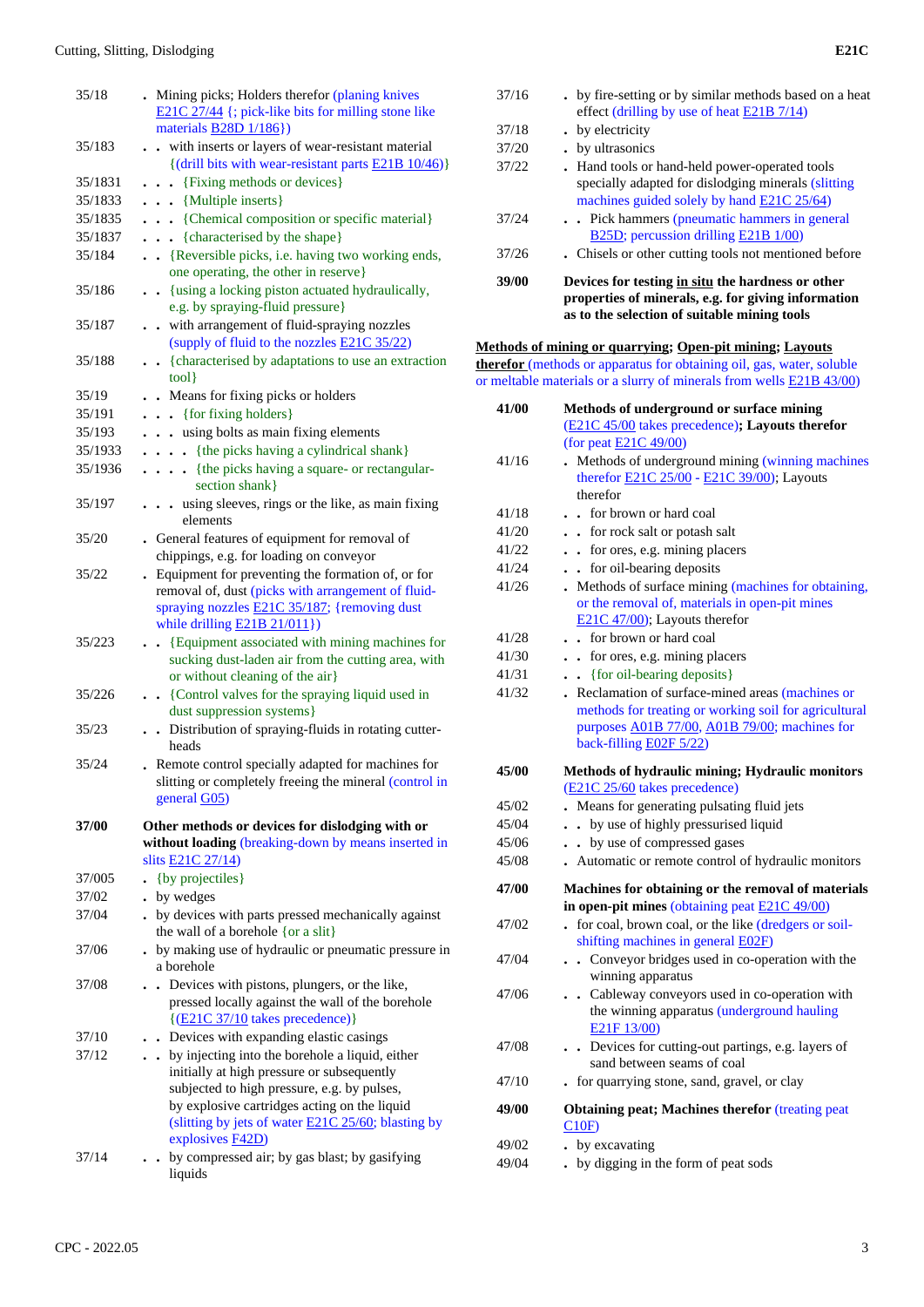| | |
|---|---|
| 35/18 | . Mining picks; Holders therefor (planing knives E21C 27/44 {; pick-like bits for milling stone like materials B28D 1/186}) |
| 35/183 | . . with inserts or layers of wear-resistant material {(drill bits with wear-resistant parts E21B 10/46)} |
| 35/1831 | . . . {Fixing methods or devices} |
| 35/1833 | . . . {Multiple inserts} |
| 35/1835 | . . . {Chemical composition or specific material} |
| 35/1837 | . . . {characterised by the shape} |
| 35/184 | . . {Reversible picks, i.e. having two working ends, one operating, the other in reserve} |
| 35/186 | . . {using a locking piston actuated hydraulically, e.g. by spraying-fluid pressure} |
| 35/187 | . . with arrangement of fluid-spraying nozzles (supply of fluid to the nozzles E21C 35/22) |
| 35/188 | . . {characterised by adaptations to use an extraction tool} |
| 35/19 | . . Means for fixing picks or holders |
| 35/191 | . . . {for fixing holders} |
| 35/193 | . . . using bolts as main fixing elements |
| 35/1933 | . . . . {the picks having a cylindrical shank} |
| 35/1936 | . . . . {the picks having a square- or rectangular-section shank} |
| 35/197 | . . . using sleeves, rings or the like, as main fixing elements |
| 35/20 | . General features of equipment for removal of chippings, e.g. for loading on conveyor |
| 35/22 | . Equipment for preventing the formation of, or for removal of, dust (picks with arrangement of fluid-spraying nozzles E21C 35/187; {removing dust while drilling E21B 21/011}) |
| 35/223 | . . {Equipment associated with mining machines for sucking dust-laden air from the cutting area, with or without cleaning of the air} |
| 35/226 | . . {Control valves for the spraying liquid used in dust suppression systems} |
| 35/23 | . . Distribution of spraying-fluids in rotating cutter-heads |
| 35/24 | . Remote control specially adapted for machines for slitting or completely freeing the mineral (control in general G05) |
| **37/00** | **Other methods or devices for dislodging with or without loading** (breaking-down by means inserted in slits E21C 27/14) |
| 37/005 | . {by projectiles} |
| 37/02 | . by wedges |
| 37/04 | . by devices with parts pressed mechanically against the wall of a borehole {or a slit} |
| 37/06 | . by making use of hydraulic or pneumatic pressure in a borehole |
| 37/08 | . . Devices with pistons, plungers, or the like, pressed locally against the wall of the borehole {(E21C 37/10 takes precedence)} |
| 37/10 | . . Devices with expanding elastic casings |
| 37/12 | . . by injecting into the borehole a liquid, either initially at high pressure or subsequently subjected to high pressure, e.g. by pulses, by explosive cartridges acting on the liquid (slitting by jets of water E21C 25/60; blasting by explosives F42D) |
| 37/14 | . . by compressed air; by gas blast; by gasifying liquids |
| 37/16 | . by fire-setting or by similar methods based on a heat effect (drilling by use of heat E21B 7/14) |
| 37/18 | . by electricity |
| 37/20 | . by ultrasonics |
| 37/22 | . Hand tools or hand-held power-operated tools specially adapted for dislodging minerals (slitting machines guided solely by hand E21C 25/64) |
| 37/24 | . . Pick hammers (pneumatic hammers in general B25D; percussion drilling E21B 1/00) |
| 37/26 | . Chisels or other cutting tools not mentioned before |
| **39/00** | **Devices for testing <u>in situ</u> the hardness or other properties of minerals, e.g. for giving information as to the selection of suitable mining tools** |

**<u>Methods of mining or quarrying</u>; <u>Open-pit mining</u>; <u>Layouts therefor</u>** (methods or apparatus for obtaining oil, gas, water, soluble or meltable materials or a slurry of minerals from wells E21B 43/00)

| | |
|---|---|
| **41/00** | **Methods of underground or surface mining** (E21C 45/00 takes precedence)**; Layouts therefor** (for peat E21C 49/00) |
| 41/16 | . Methods of underground mining (winning machines therefor E21C 25/00 - E21C 39/00); Layouts therefor |
| 41/18 | . . for brown or hard coal |
| 41/20 | . . for rock salt or potash salt |
| 41/22 | . . for ores, e.g. mining placers |
| 41/24 | . . for oil-bearing deposits |
| 41/26 | . Methods of surface mining (machines for obtaining, or the removal of, materials in open-pit mines E21C 47/00); Layouts therefor |
| 41/28 | . . for brown or hard coal |
| 41/30 | . . for ores, e.g. mining placers |
| 41/31 | . . {for oil-bearing deposits} |
| 41/32 | . Reclamation of surface-mined areas (machines or methods for treating or working soil for agricultural purposes A01B 77/00, A01B 79/00; machines for back-filling E02F 5/22) |
| **45/00** | **Methods of hydraulic mining; Hydraulic monitors** (E21C 25/60 takes precedence) |
| 45/02 | . Means for generating pulsating fluid jets |
| 45/04 | . . by use of highly pressurised liquid |
| 45/06 | . . by use of compressed gases |
| 45/08 | . Automatic or remote control of hydraulic monitors |
| **47/00** | **Machines for obtaining or the removal of materials in open-pit mines** (obtaining peat E21C 49/00) |
| 47/02 | . for coal, brown coal, or the like (dredgers or soil-shifting machines in general E02F) |
| 47/04 | . . Conveyor bridges used in co-operation with the winning apparatus |
| 47/06 | . . Cableway conveyors used in co-operation with the winning apparatus (underground hauling E21F 13/00) |
| 47/08 | . . Devices for cutting-out partings, e.g. layers of sand between seams of coal |
| 47/10 | . for quarrying stone, sand, gravel, or clay |
| **49/00** | **Obtaining peat; Machines therefor** (treating peat C10F) |
| 49/02 | . by excavating |
| 49/04 | . by digging in the form of peat sods |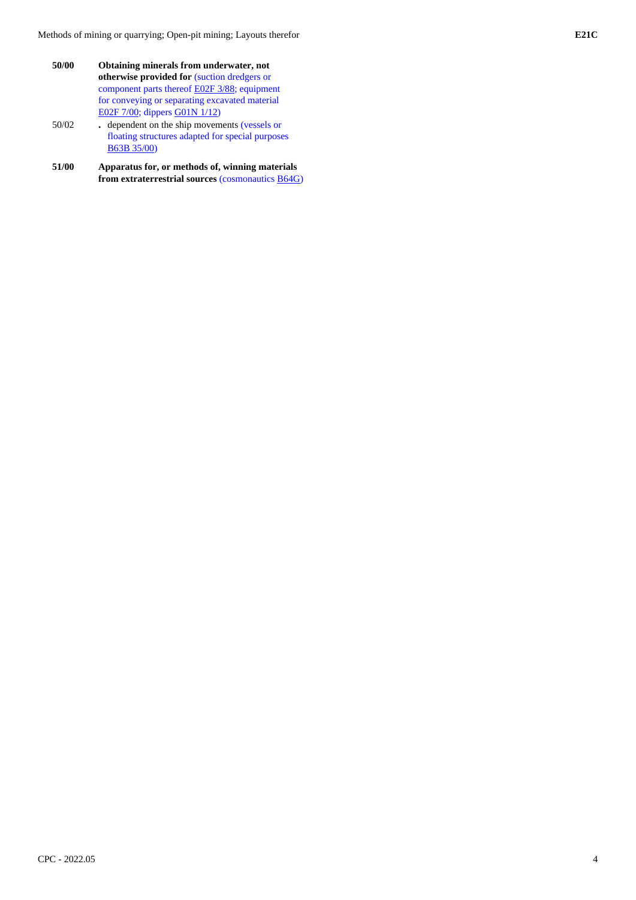| | |
|---|---|
| **50/00** | **Obtaining minerals from underwater, not otherwise provided for** (suction dredgers or component parts thereof E02F 3/88; equipment for conveying or separating excavated material E02F 7/00; dippers G01N 1/12) |
| 50/02 | . dependent on the ship movements (vessels or floating structures adapted for special purposes B63B 35/00) |
| **51/00** | **Apparatus for, or methods of, winning materials from extraterrestrial sources** (cosmonautics B64G) |